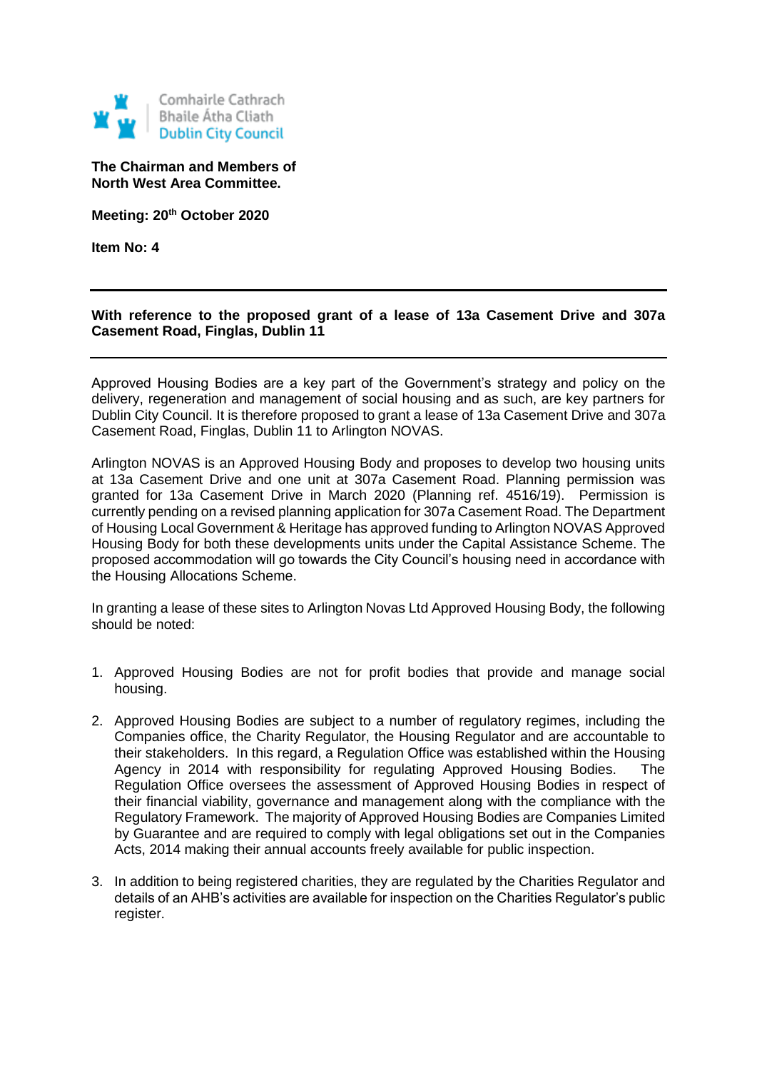Comhairle Cathrach Bhaile Átha Cliath
Dublin City Council

**The Chairman and Members of North West Area Committee.**

**Meeting: 20th October 2020**

**Item No: 4**

---

**With reference to the proposed grant of a lease of 13a Casement Drive and 307a Casement Road, Finglas, Dublin 11**

---

Approved Housing Bodies are a key part of the Government's strategy and policy on the delivery, regeneration and management of social housing and as such, are key partners for Dublin City Council. It is therefore proposed to grant a lease of 13a Casement Drive and 307a Casement Road, Finglas, Dublin 11 to Arlington NOVAS.

Arlington NOVAS is an Approved Housing Body and proposes to develop two housing units at 13a Casement Drive and one unit at 307a Casement Road. Planning permission was granted for 13a Casement Drive in March 2020 (Planning ref. 4516/19). Permission is currently pending on a revised planning application for 307a Casement Road. The Department of Housing Local Government & Heritage has approved funding to Arlington NOVAS Approved Housing Body for both these developments units under the Capital Assistance Scheme. The proposed accommodation will go towards the City Council's housing need in accordance with the Housing Allocations Scheme.

In granting a lease of these sites to Arlington Novas Ltd Approved Housing Body, the following should be noted:

1. Approved Housing Bodies are not for profit bodies that provide and manage social housing.

2. Approved Housing Bodies are subject to a number of regulatory regimes, including the Companies office, the Charity Regulator, the Housing Regulator and are accountable to their stakeholders. In this regard, a Regulation Office was established within the Housing Agency in 2014 with responsibility for regulating Approved Housing Bodies. The Regulation Office oversees the assessment of Approved Housing Bodies in respect of their financial viability, governance and management along with the compliance with the Regulatory Framework. The majority of Approved Housing Bodies are Companies Limited by Guarantee and are required to comply with legal obligations set out in the Companies Acts, 2014 making their annual accounts freely available for public inspection.

3. In addition to being registered charities, they are regulated by the Charities Regulator and details of an AHB's activities are available for inspection on the Charities Regulator's public register.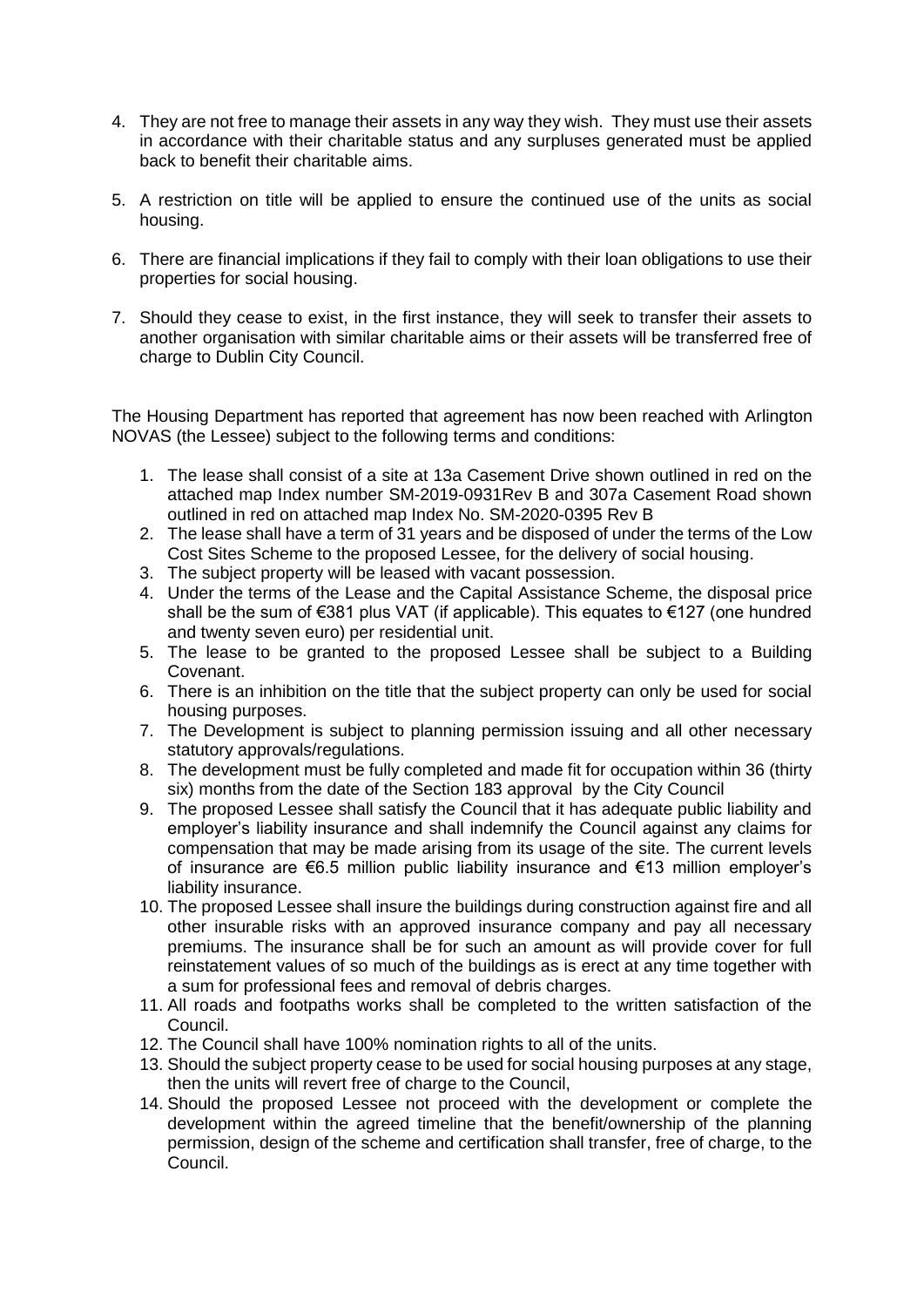4. They are not free to manage their assets in any way they wish. They must use their assets in accordance with their charitable status and any surpluses generated must be applied back to benefit their charitable aims.

5. A restriction on title will be applied to ensure the continued use of the units as social housing.

6. There are financial implications if they fail to comply with their loan obligations to use their properties for social housing.

7. Should they cease to exist, in the first instance, they will seek to transfer their assets to another organisation with similar charitable aims or their assets will be transferred free of charge to Dublin City Council.

The Housing Department has reported that agreement has now been reached with Arlington NOVAS (the Lessee) subject to the following terms and conditions:

1. The lease shall consist of a site at 13a Casement Drive shown outlined in red on the attached map Index number SM-2019-0931Rev B and 307a Casement Road shown outlined in red on attached map Index No. SM-2020-0395 Rev B
2. The lease shall have a term of 31 years and be disposed of under the terms of the Low Cost Sites Scheme to the proposed Lessee, for the delivery of social housing.
3. The subject property will be leased with vacant possession.
4. Under the terms of the Lease and the Capital Assistance Scheme, the disposal price shall be the sum of €381 plus VAT (if applicable). This equates to €127 (one hundred and twenty seven euro) per residential unit.
5. The lease to be granted to the proposed Lessee shall be subject to a Building Covenant.
6. There is an inhibition on the title that the subject property can only be used for social housing purposes.
7. The Development is subject to planning permission issuing and all other necessary statutory approvals/regulations.
8. The development must be fully completed and made fit for occupation within 36 (thirty six) months from the date of the Section 183 approval by the City Council
9. The proposed Lessee shall satisfy the Council that it has adequate public liability and employer's liability insurance and shall indemnify the Council against any claims for compensation that may be made arising from its usage of the site. The current levels of insurance are €6.5 million public liability insurance and €13 million employer's liability insurance.
10. The proposed Lessee shall insure the buildings during construction against fire and all other insurable risks with an approved insurance company and pay all necessary premiums. The insurance shall be for such an amount as will provide cover for full reinstatement values of so much of the buildings as is erect at any time together with a sum for professional fees and removal of debris charges.
11. All roads and footpaths works shall be completed to the written satisfaction of the Council.
12. The Council shall have 100% nomination rights to all of the units.
13. Should the subject property cease to be used for social housing purposes at any stage, then the units will revert free of charge to the Council,
14. Should the proposed Lessee not proceed with the development or complete the development within the agreed timeline that the benefit/ownership of the planning permission, design of the scheme and certification shall transfer, free of charge, to the Council.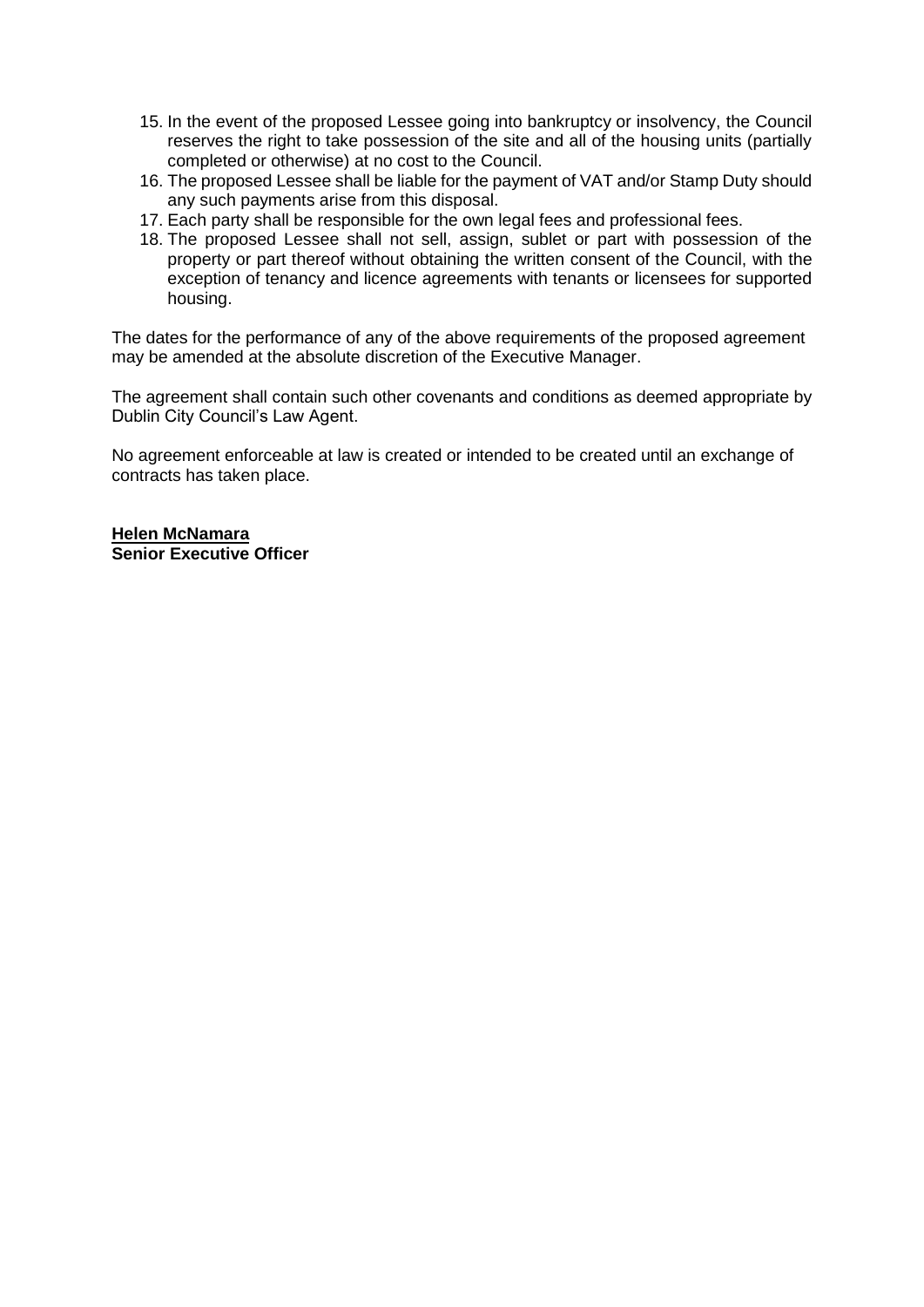15. In the event of the proposed Lessee going into bankruptcy or insolvency, the Council reserves the right to take possession of the site and all of the housing units (partially completed or otherwise) at no cost to the Council.
16. The proposed Lessee shall be liable for the payment of VAT and/or Stamp Duty should any such payments arise from this disposal.
17. Each party shall be responsible for the own legal fees and professional fees.
18. The proposed Lessee shall not sell, assign, sublet or part with possession of the property or part thereof without obtaining the written consent of the Council, with the exception of tenancy and licence agreements with tenants or licensees for supported housing.

The dates for the performance of any of the above requirements of the proposed agreement may be amended at the absolute discretion of the Executive Manager.

The agreement shall contain such other covenants and conditions as deemed appropriate by Dublin City Council's Law Agent.

No agreement enforceable at law is created or intended to be created until an exchange of contracts has taken place.

**Helen McNamara**
**Senior Executive Officer**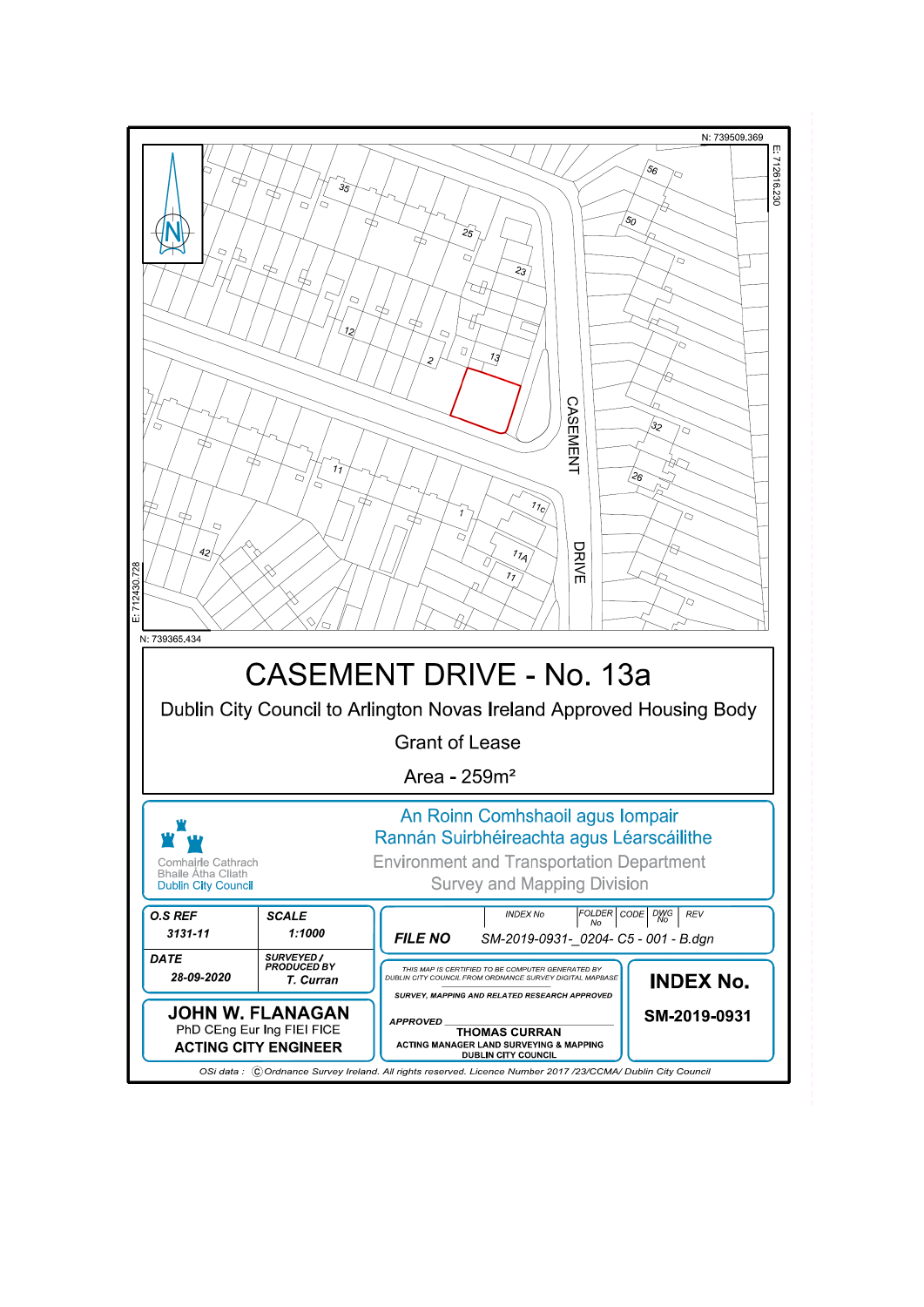N: 739509.369

E: 712616.230

E: 712430.728

N: 739365.434

# CASEMENT DRIVE - No. 13a

Dublin City Council to Arlington Novas Ireland Approved Housing Body

Grant of Lease

Area - 259m²

Comhairle Cathrach Bhaile Átha Cliath
Dublin City Council

An Roinn Comhshaoil agus Iompair
Rannán Suirbhéireachta agus Léarscáilithe
Environment and Transportation Department
Survey and Mapping Division

| O.S REF | SCALE |
|---|---|
| 3131-11 | 1:1000 |
| **DATE** | **SURVEYED / PRODUCED BY** |
| 28-09-2020 | T. Curran |

**FILE NO** SM-2019-0931-_0204- C5 - 001 - B.dgn (INDEX No / FOLDER No / CODE / DWG No / REV)

**JOHN W. FLANAGAN**
PhD CEng Eur Ing FIEI FICE
**ACTING CITY ENGINEER**

THIS MAP IS CERTIFIED TO BE COMPUTER GENERATED BY DUBLIN CITY COUNCIL FROM ORDNANCE SURVEY DIGITAL MAPBASE

SURVEY, MAPPING AND RELATED RESEARCH APPROVED

APPROVED
**THOMAS CURRAN**
ACTING MANAGER LAND SURVEYING & MAPPING
DUBLIN CITY COUNCIL

**INDEX No.**
**SM-2019-0931**

OSi data : © Ordnance Survey Ireland. All rights reserved. Licence Number 2017 /23/CCMA/ Dublin City Council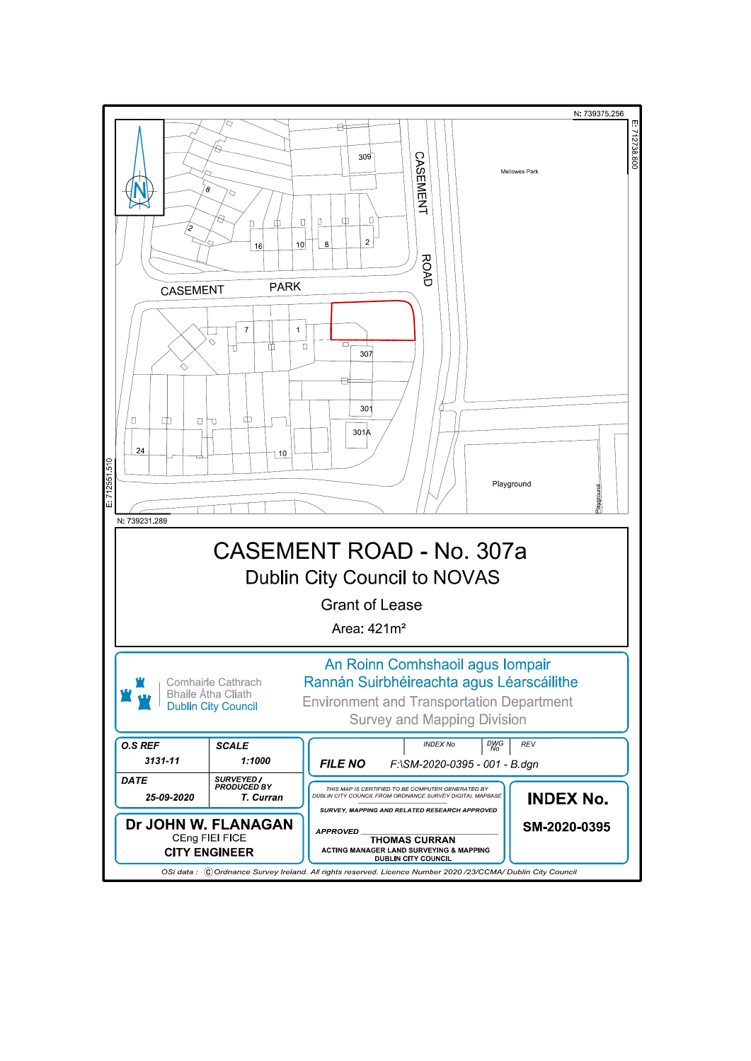N: 739375.256

E: 712738.600

E: 712551.510

N: 739231.289

CASEMENT ROAD

CASEMENT PARK

Mellowes Park

Playground

# CASEMENT ROAD - No. 307a

## Dublin City Council to NOVAS

Grant of Lease

Area: 421m²

Comhairle Cathrach Bhaile Átha Cliath
Dublin City Council

An Roinn Comhshaoil agus Iompair
Rannán Suirbhéireachta agus Léarscáilithe
Environment and Transportation Department
Survey and Mapping Division

| O.S REF | SCALE |
|---|---|
| 3131-11 | 1:1000 |
| DATE | SURVEYED / PRODUCED BY |
| 25-09-2020 | T. Curran |

**Dr JOHN W. FLANAGAN**
CEng FIEI FICE
**CITY ENGINEER**

INDEX No | DWG No | REV

FILE NO F:\SM-2020-0395 - 001 - B.dgn

THIS MAP IS CERTIFIED TO BE COMPUTER GENERATED BY DUBLIN CITY COUNCIL FROM ORDNANCE SURVEY DIGITAL MAPBASE

SURVEY, MAPPING AND RELATED RESEARCH APPROVED

APPROVED
THOMAS CURRAN
ACTING MANAGER LAND SURVEYING & MAPPING
DUBLIN CITY COUNCIL

**INDEX No.**
**SM-2020-0395**

OSi data : © Ordnance Survey Ireland. All rights reserved. Licence Number 2020 /23/CCMA/ Dublin City Council